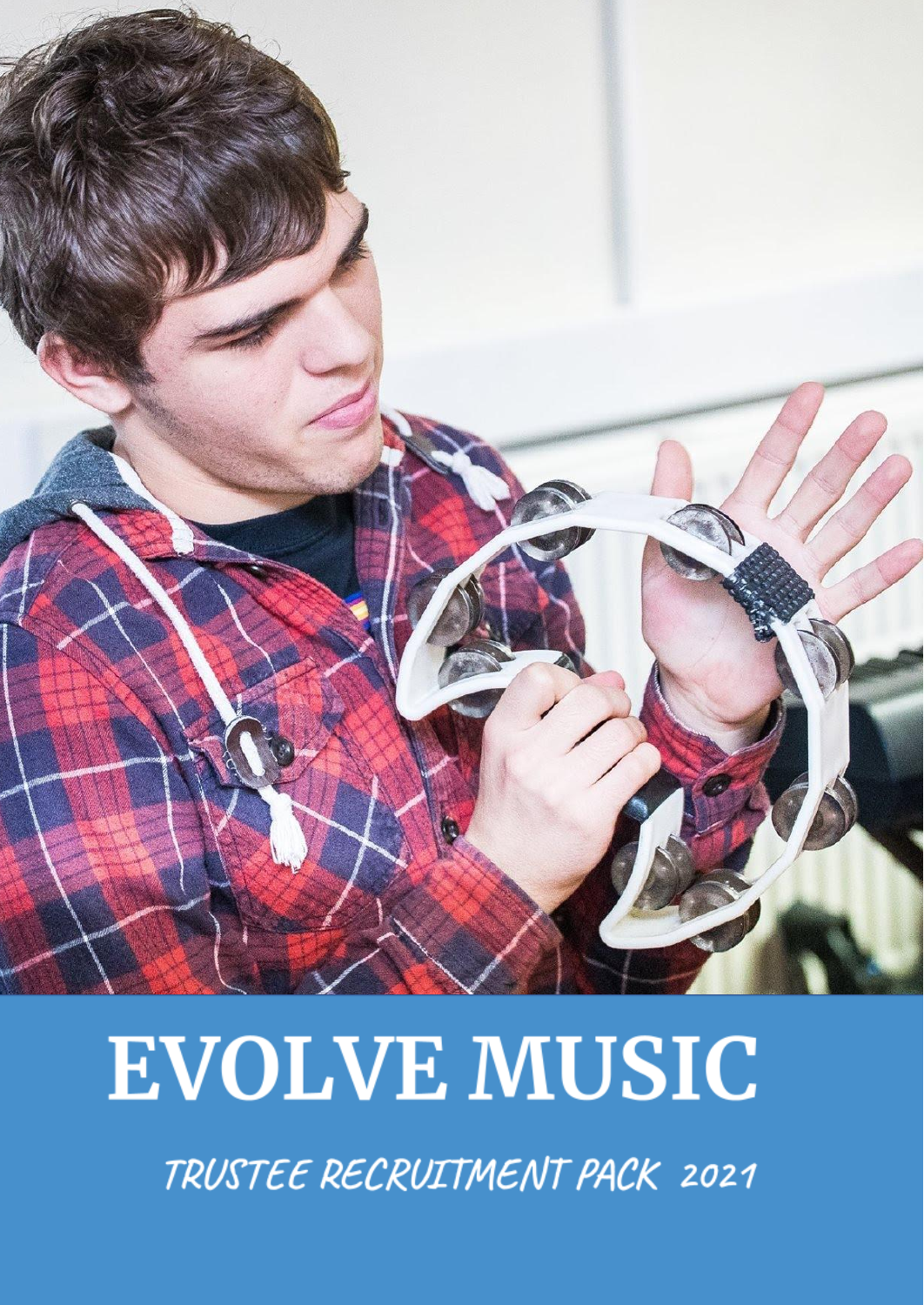# EVOLVE MUSIC

TRUSTEE RECRUITMENT PACK 2021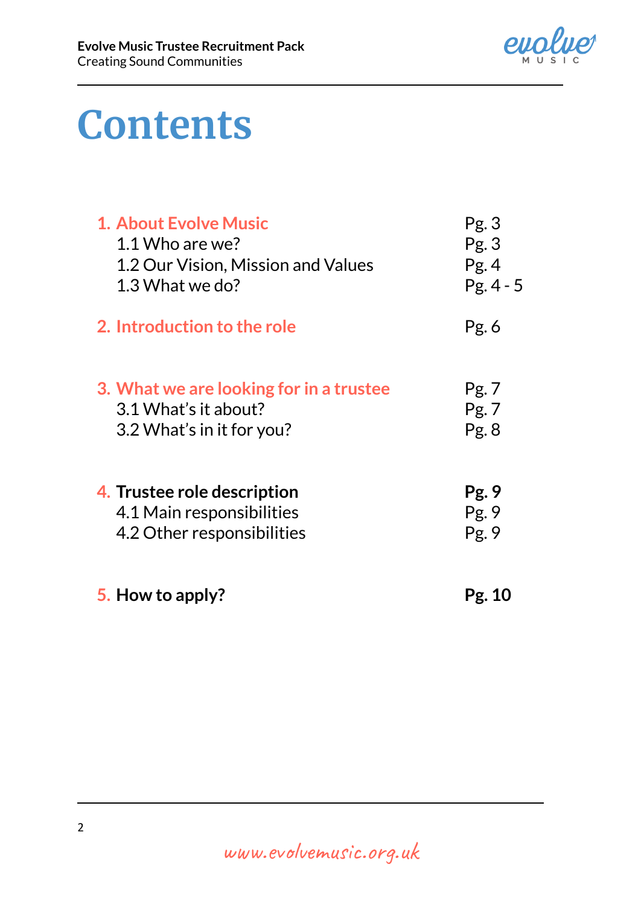# Contents

| | |
|---|---|
| **1. About Evolve Music** | Pg. 3 |
| 1.1 Who are we? | Pg. 3 |
| 1.2 Our Vision, Mission and Values | Pg. 4 |
| 1.3 What we do? | Pg. 4 - 5 |
| **2. Introduction to the role** | Pg. 6 |
| **3. What we are looking for in a trustee** | Pg. 7 |
| 3.1 What's it about? | Pg. 7 |
| 3.2 What's in it for you? | Pg. 8 |
| **4. Trustee role description** | **Pg. 9** |
| 4.1 Main responsibilities | Pg. 9 |
| 4.2 Other responsibilities | Pg. 9 |
| **5. How to apply?** | **Pg. 10** |

www.evolvemusic.org.uk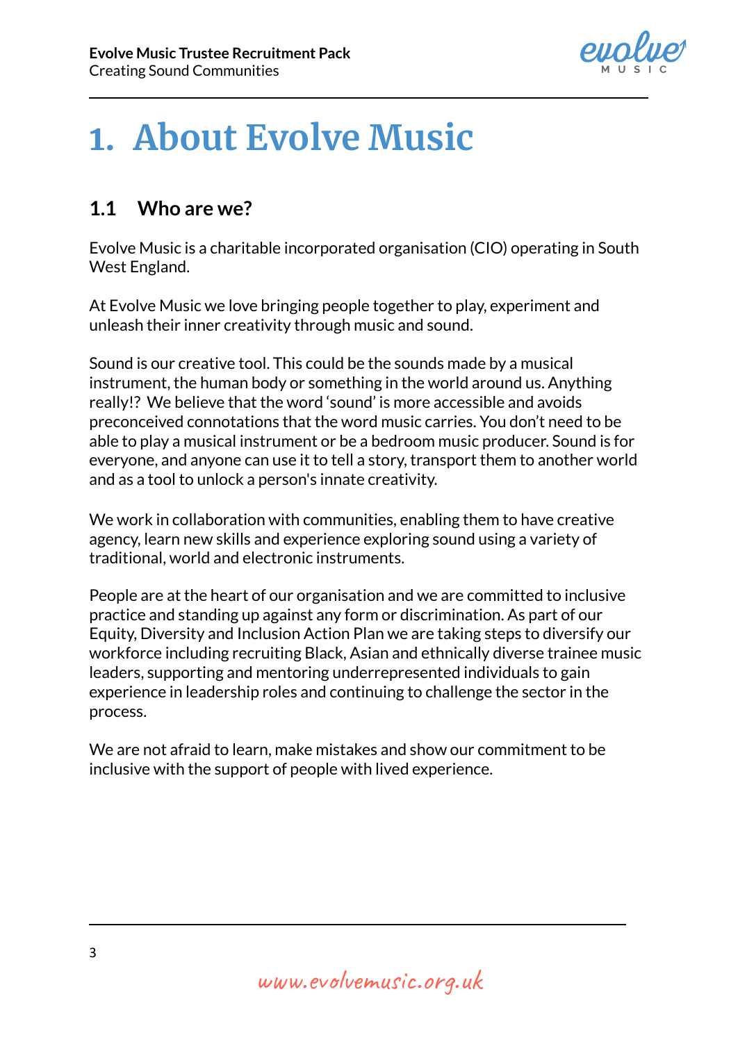# 1. About Evolve Music

## 1.1 Who are we?

Evolve Music is a charitable incorporated organisation (CIO) operating in South West England.

At Evolve Music we love bringing people together to play, experiment and unleash their inner creativity through music and sound.

Sound is our creative tool. This could be the sounds made by a musical instrument, the human body or something in the world around us. Anything really!? We believe that the word 'sound' is more accessible and avoids preconceived connotations that the word music carries. You don't need to be able to play a musical instrument or be a bedroom music producer. Sound is for everyone, and anyone can use it to tell a story, transport them to another world and as a tool to unlock a person's innate creativity.

We work in collaboration with communities, enabling them to have creative agency, learn new skills and experience exploring sound using a variety of traditional, world and electronic instruments.

People are at the heart of our organisation and we are committed to inclusive practice and standing up against any form or discrimination. As part of our Equity, Diversity and Inclusion Action Plan we are taking steps to diversify our workforce including recruiting Black, Asian and ethnically diverse trainee music leaders, supporting and mentoring underrepresented individuals to gain experience in leadership roles and continuing to challenge the sector in the process.

We are not afraid to learn, make mistakes and show our commitment to be inclusive with the support of people with lived experience.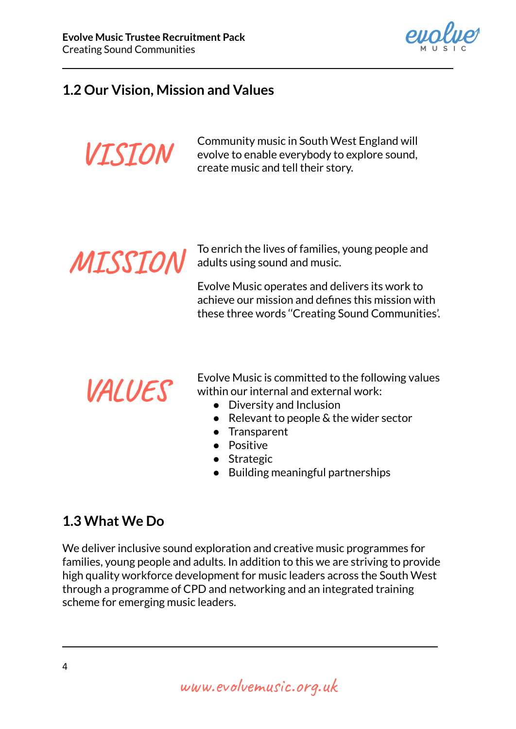## 1.2 Our Vision, Mission and Values

**VISION**

Community music in South West England will evolve to enable everybody to explore sound, create music and tell their story.

**MISSION**

To enrich the lives of families, young people and adults using sound and music.

Evolve Music operates and delivers its work to achieve our mission and defines this mission with these three words "Creating Sound Communities'.

**VALUES**

Evolve Music is committed to the following values within our internal and external work:

- Diversity and Inclusion
- Relevant to people & the wider sector
- Transparent
- Positive
- Strategic
- Building meaningful partnerships

## 1.3 What We Do

We deliver inclusive sound exploration and creative music programmes for families, young people and adults. In addition to this we are striving to provide high quality workforce development for music leaders across the South West through a programme of CPD and networking and an integrated training scheme for emerging music leaders.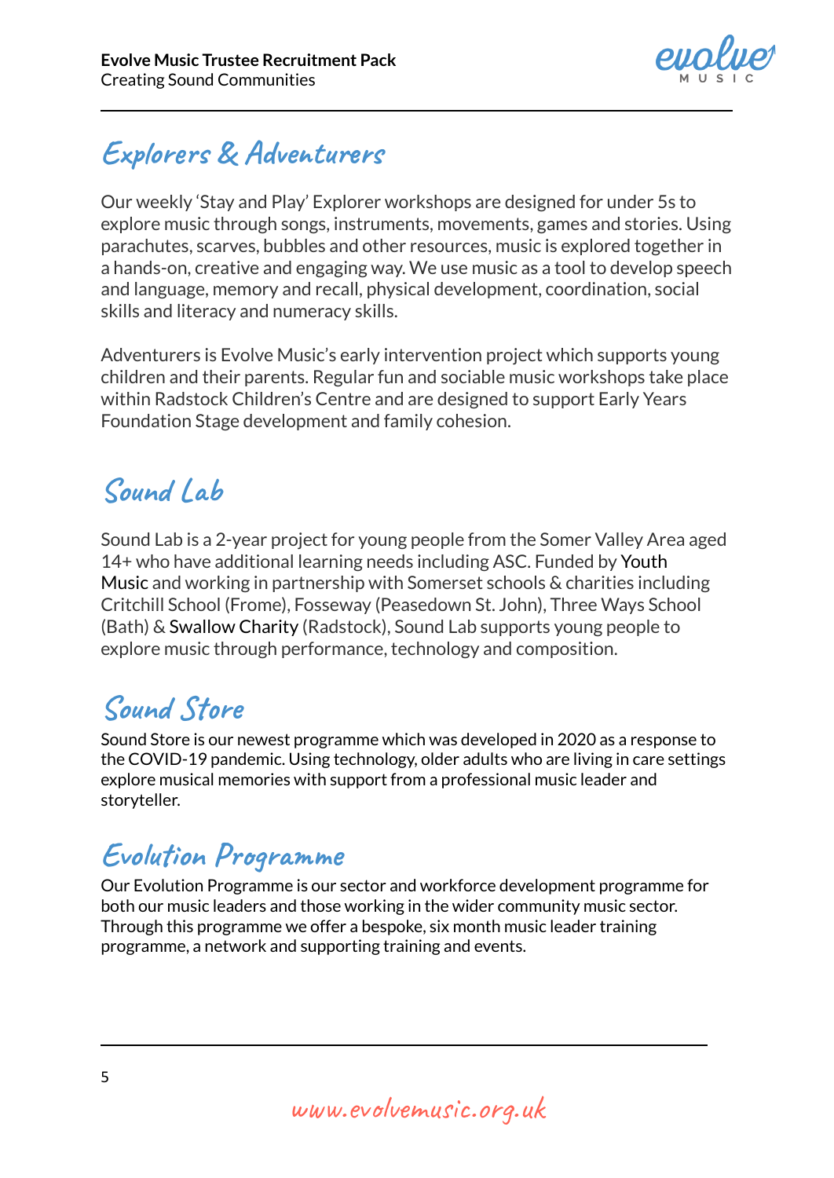## Explorers & Adventurers

Our weekly 'Stay and Play' Explorer workshops are designed for under 5s to explore music through songs, instruments, movements, games and stories. Using parachutes, scarves, bubbles and other resources, music is explored together in a hands-on, creative and engaging way. We use music as a tool to develop speech and language, memory and recall, physical development, coordination, social skills and literacy and numeracy skills.

Adventurers is Evolve Music's early intervention project which supports young children and their parents. Regular fun and sociable music workshops take place within Radstock Children's Centre and are designed to support Early Years Foundation Stage development and family cohesion.

## Sound Lab

Sound Lab is a 2-year project for young people from the Somer Valley Area aged 14+ who have additional learning needs including ASC. Funded by Youth Music and working in partnership with Somerset schools & charities including Critchill School (Frome), Fosseway (Peasedown St. John), Three Ways School (Bath) & Swallow Charity (Radstock), Sound Lab supports young people to explore music through performance, technology and composition.

## Sound Store

Sound Store is our newest programme which was developed in 2020 as a response to the COVID-19 pandemic. Using technology, older adults who are living in care settings explore musical memories with support from a professional music leader and storyteller.

## Evolution Programme

Our Evolution Programme is our sector and workforce development programme for both our music leaders and those working in the wider community music sector. Through this programme we offer a bespoke, six month music leader training programme, a network and supporting training and events.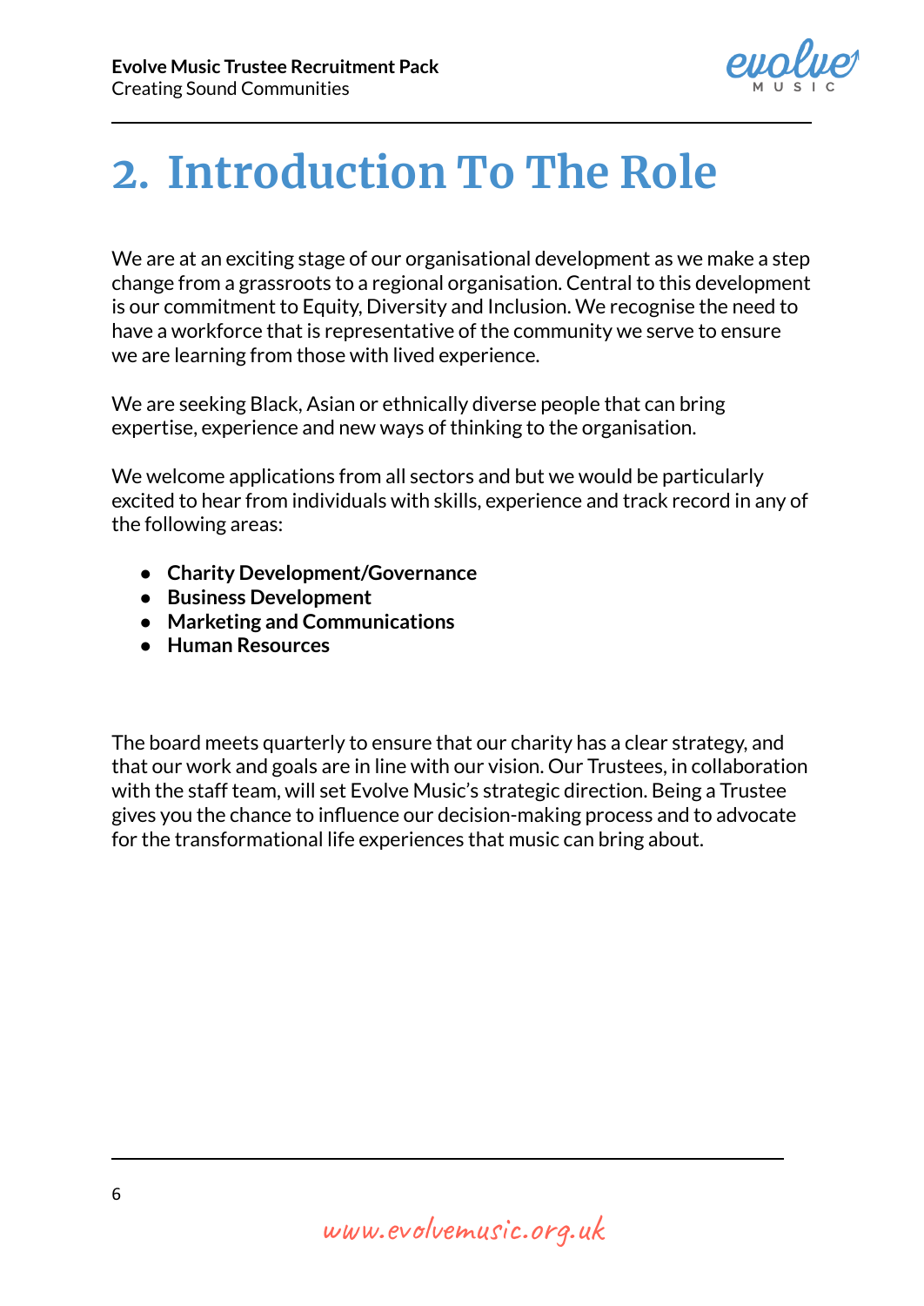# 2. Introduction To The Role

We are at an exciting stage of our organisational development as we make a step change from a grassroots to a regional organisation. Central to this development is our commitment to Equity, Diversity and Inclusion. We recognise the need to have a workforce that is representative of the community we serve to ensure we are learning from those with lived experience.

We are seeking Black, Asian or ethnically diverse people that can bring expertise, experience and new ways of thinking to the organisation.

We welcome applications from all sectors and but we would be particularly excited to hear from individuals with skills, experience and track record in any of the following areas:

- **Charity Development/Governance**
- **Business Development**
- **Marketing and Communications**
- **Human Resources**

The board meets quarterly to ensure that our charity has a clear strategy, and that our work and goals are in line with our vision. Our Trustees, in collaboration with the staff team, will set Evolve Music's strategic direction. Being a Trustee gives you the chance to influence our decision-making process and to advocate for the transformational life experiences that music can bring about.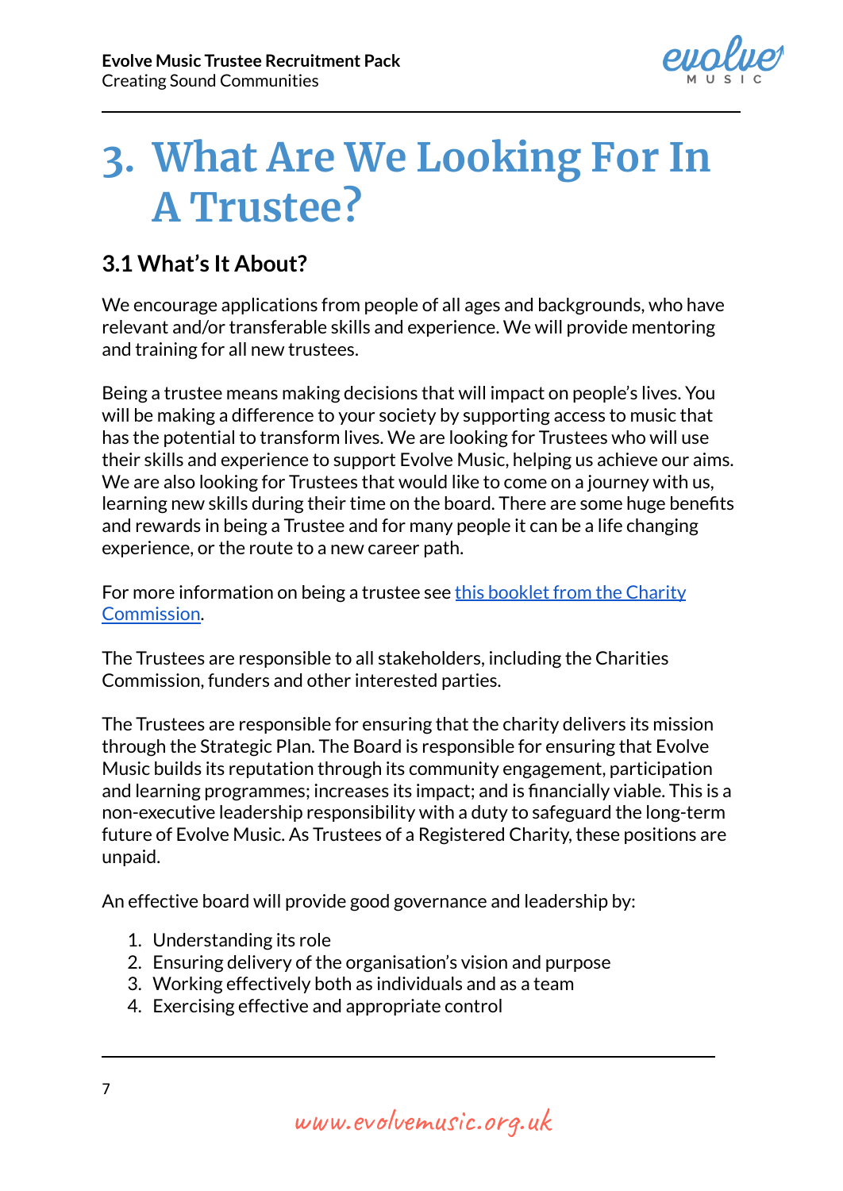# 3. What Are We Looking For In A Trustee?

## 3.1 What's It About?

We encourage applications from people of all ages and backgrounds, who have relevant and/or transferable skills and experience. We will provide mentoring and training for all new trustees.

Being a trustee means making decisions that will impact on people's lives. You will be making a difference to your society by supporting access to music that has the potential to transform lives. We are looking for Trustees who will use their skills and experience to support Evolve Music, helping us achieve our aims. We are also looking for Trustees that would like to come on a journey with us, learning new skills during their time on the board. There are some huge benefits and rewards in being a Trustee and for many people it can be a life changing experience, or the route to a new career path.

For more information on being a trustee see this booklet from the Charity Commission.

The Trustees are responsible to all stakeholders, including the Charities Commission, funders and other interested parties.

The Trustees are responsible for ensuring that the charity delivers its mission through the Strategic Plan. The Board is responsible for ensuring that Evolve Music builds its reputation through its community engagement, participation and learning programmes; increases its impact; and is financially viable. This is a non-executive leadership responsibility with a duty to safeguard the long-term future of Evolve Music. As Trustees of a Registered Charity, these positions are unpaid.

An effective board will provide good governance and leadership by:

1. Understanding its role
2. Ensuring delivery of the organisation's vision and purpose
3. Working effectively both as individuals and as a team
4. Exercising effective and appropriate control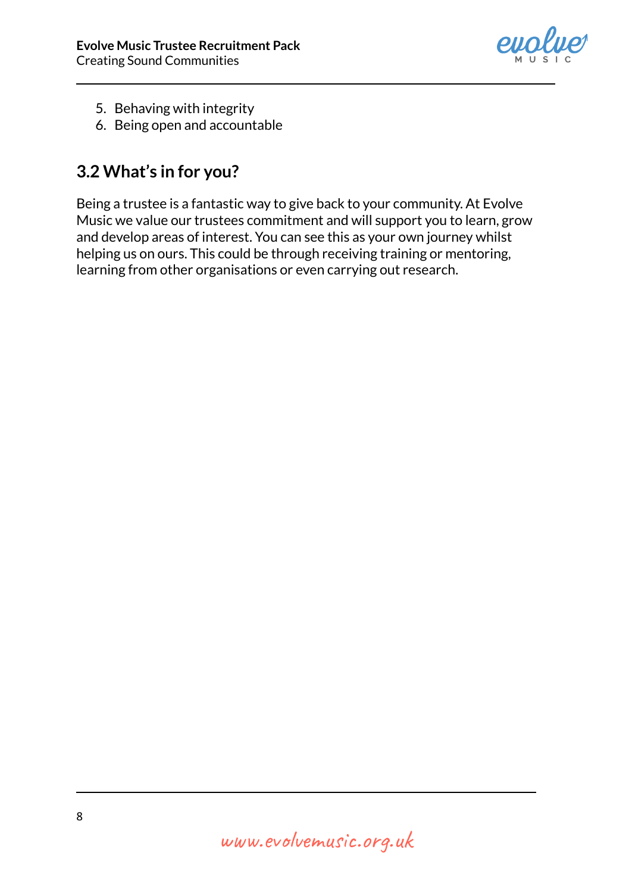5. Behaving with integrity
6. Being open and accountable

## 3.2 What's in for you?

Being a trustee is a fantastic way to give back to your community. At Evolve Music we value our trustees commitment and will support you to learn, grow and develop areas of interest. You can see this as your own journey whilst helping us on ours. This could be through receiving training or mentoring, learning from other organisations or even carrying out research.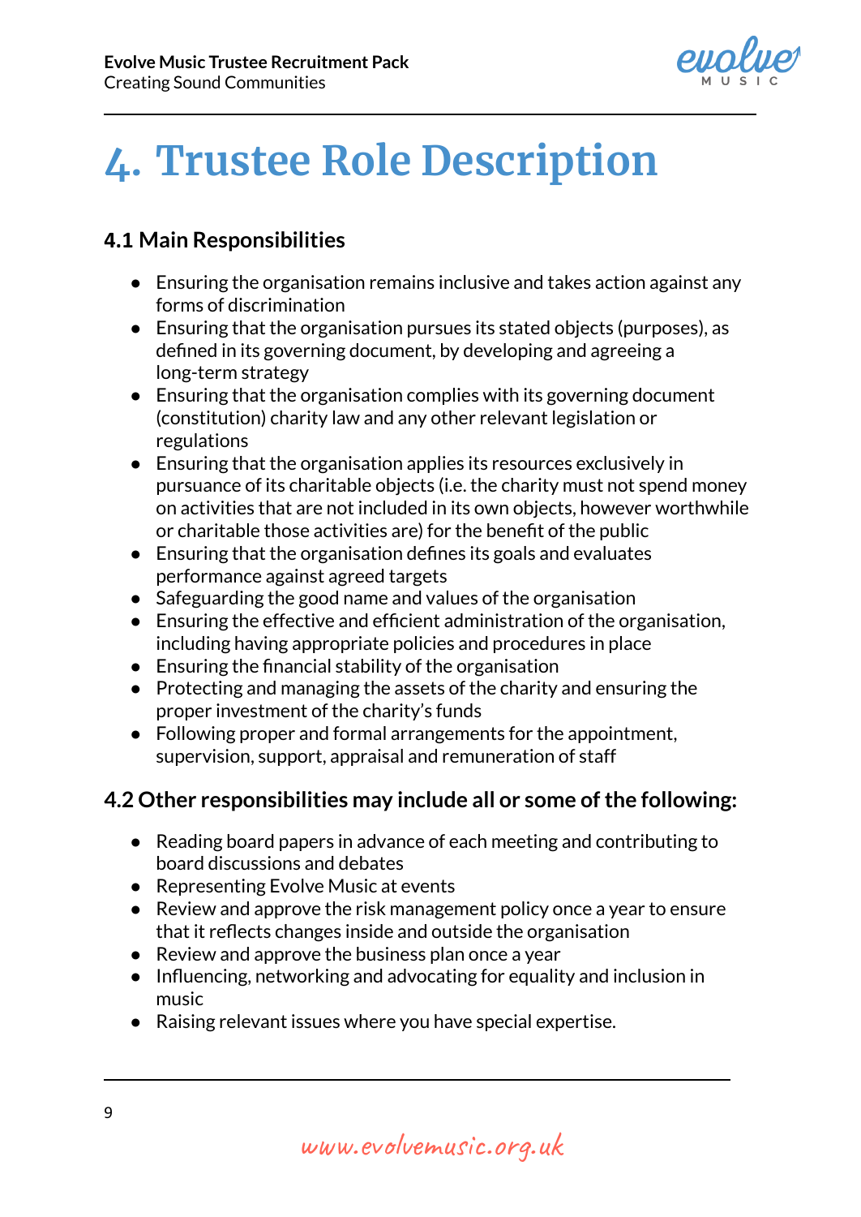# 4. Trustee Role Description

## 4.1 Main Responsibilities

- Ensuring the organisation remains inclusive and takes action against any forms of discrimination
- Ensuring that the organisation pursues its stated objects (purposes), as defined in its governing document, by developing and agreeing a long-term strategy
- Ensuring that the organisation complies with its governing document (constitution) charity law and any other relevant legislation or regulations
- Ensuring that the organisation applies its resources exclusively in pursuance of its charitable objects (i.e. the charity must not spend money on activities that are not included in its own objects, however worthwhile or charitable those activities are) for the benefit of the public
- Ensuring that the organisation defines its goals and evaluates performance against agreed targets
- Safeguarding the good name and values of the organisation
- Ensuring the effective and efficient administration of the organisation, including having appropriate policies and procedures in place
- Ensuring the financial stability of the organisation
- Protecting and managing the assets of the charity and ensuring the proper investment of the charity's funds
- Following proper and formal arrangements for the appointment, supervision, support, appraisal and remuneration of staff

## 4.2 Other responsibilities may include all or some of the following:

- Reading board papers in advance of each meeting and contributing to board discussions and debates
- Representing Evolve Music at events
- Review and approve the risk management policy once a year to ensure that it reflects changes inside and outside the organisation
- Review and approve the business plan once a year
- Influencing, networking and advocating for equality and inclusion in music
- Raising relevant issues where you have special expertise.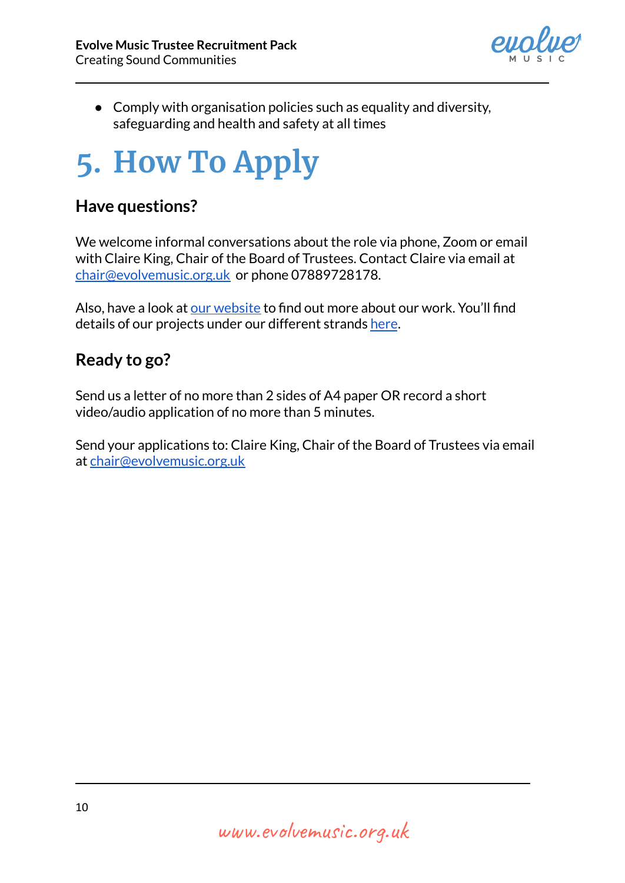- Comply with organisation policies such as equality and diversity, safeguarding and health and safety at all times

# 5. How To Apply

## Have questions?

We welcome informal conversations about the role via phone, Zoom or email with Claire King, Chair of the Board of Trustees. Contact Claire via email at chair@evolvemusic.org.uk or phone 07889728178.

Also, have a look at our website to find out more about our work. You'll find details of our projects under our different strands here.

## Ready to go?

Send us a letter of no more than 2 sides of A4 paper OR record a short video/audio application of no more than 5 minutes.

Send your applications to: Claire King, Chair of the Board of Trustees via email at chair@evolvemusic.org.uk